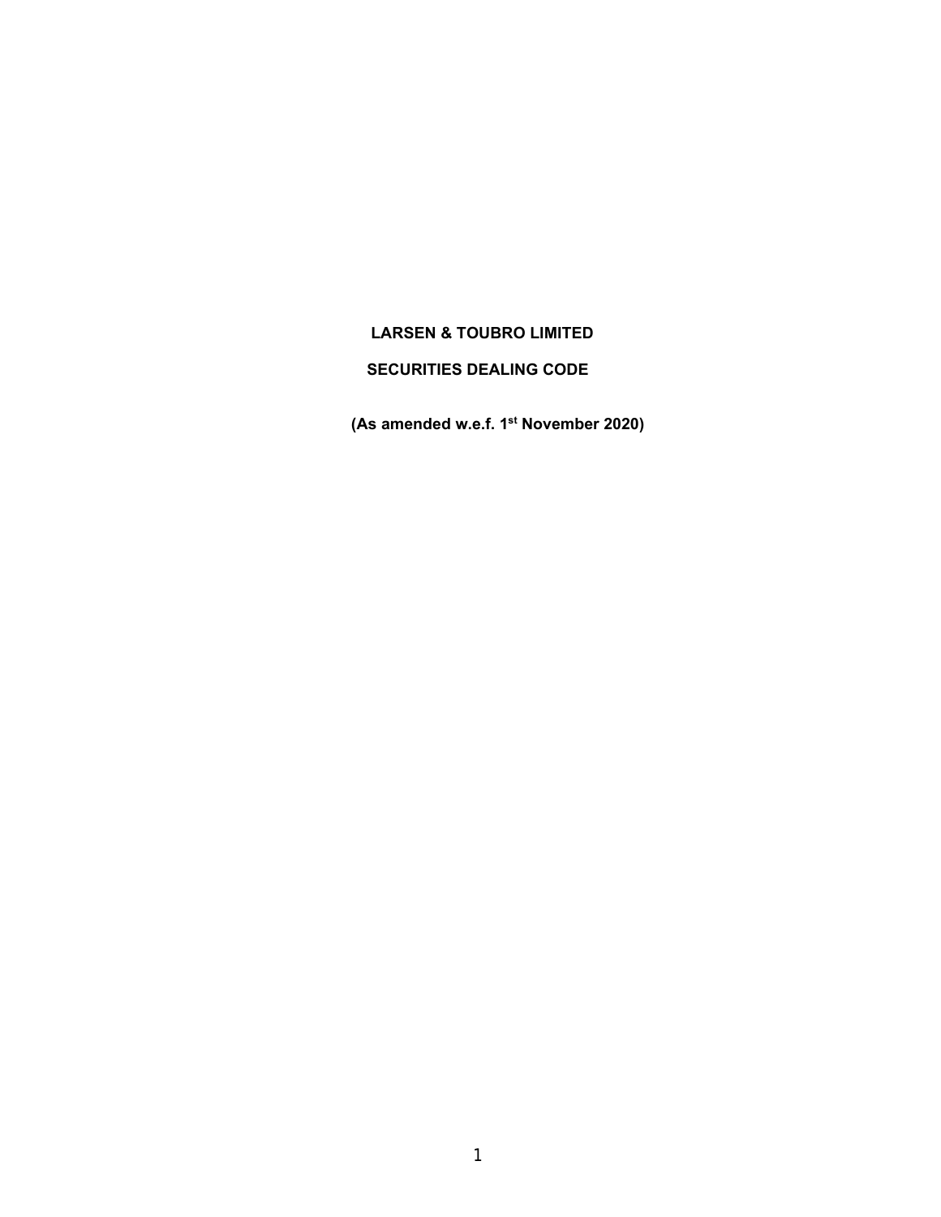# LARSEN & TOUBRO LIMITED

## SECURITIES DEALING CODE

**(As amended w.e.f. 1st November 2020)**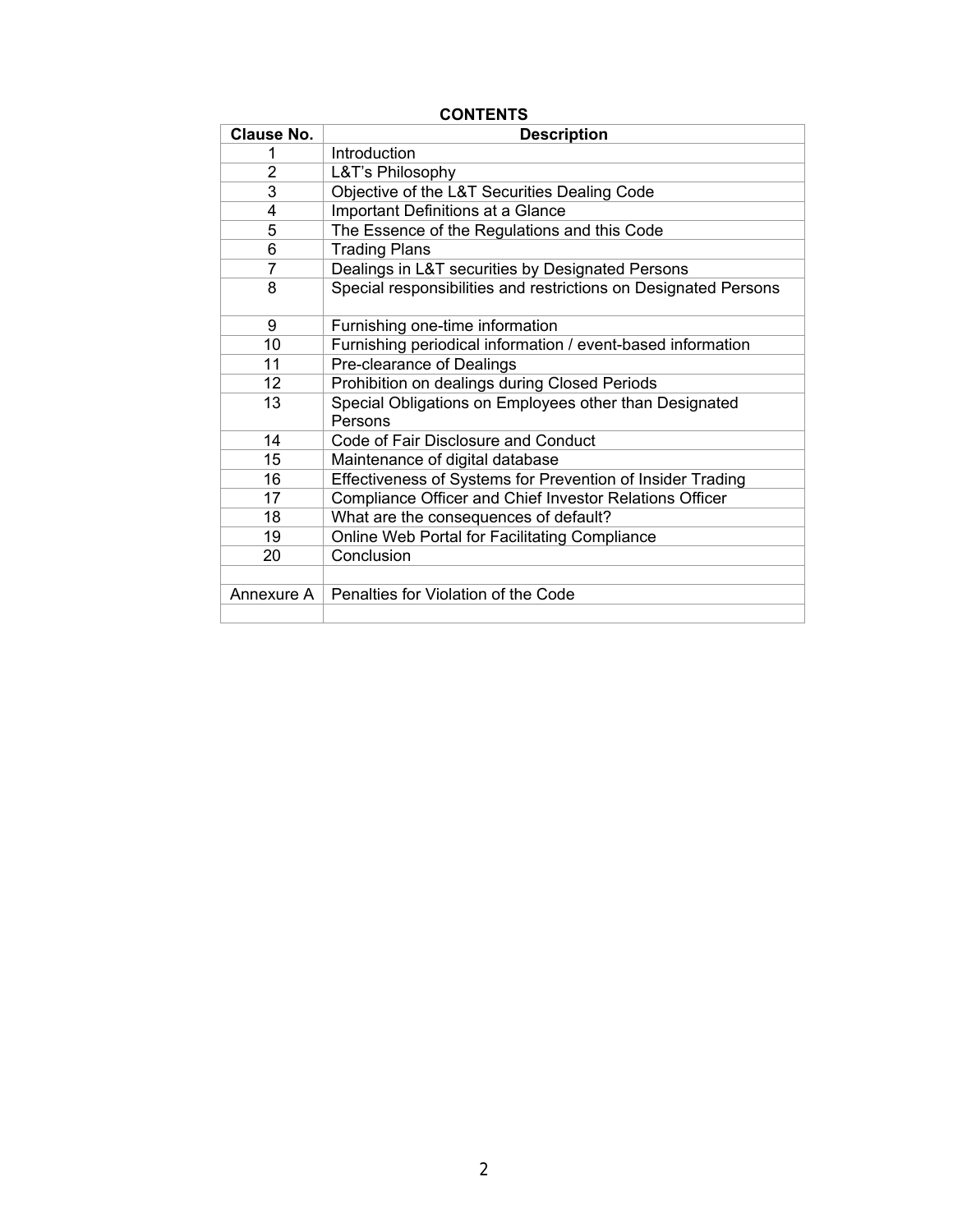**CONTENTS**

| Clause No. | Description |
|---|---|
| 1 | Introduction |
| 2 | L&T's Philosophy |
| 3 | Objective of the L&T Securities Dealing Code |
| 4 | Important Definitions at a Glance |
| 5 | The Essence of the Regulations and this Code |
| 6 | Trading Plans |
| 7 | Dealings in L&T securities by Designated Persons |
| 8 | Special responsibilities and restrictions on Designated Persons |
| 9 | Furnishing one-time information |
| 10 | Furnishing periodical information / event-based information |
| 11 | Pre-clearance of Dealings |
| 12 | Prohibition on dealings during Closed Periods |
| 13 | Special Obligations on Employees other than Designated Persons |
| 14 | Code of Fair Disclosure and Conduct |
| 15 | Maintenance of digital database |
| 16 | Effectiveness of Systems for Prevention of Insider Trading |
| 17 | Compliance Officer and Chief Investor Relations Officer |
| 18 | What are the consequences of default? |
| 19 | Online Web Portal for Facilitating Compliance |
| 20 | Conclusion |
| | |
| Annexure A | Penalties for Violation of the Code |
| | |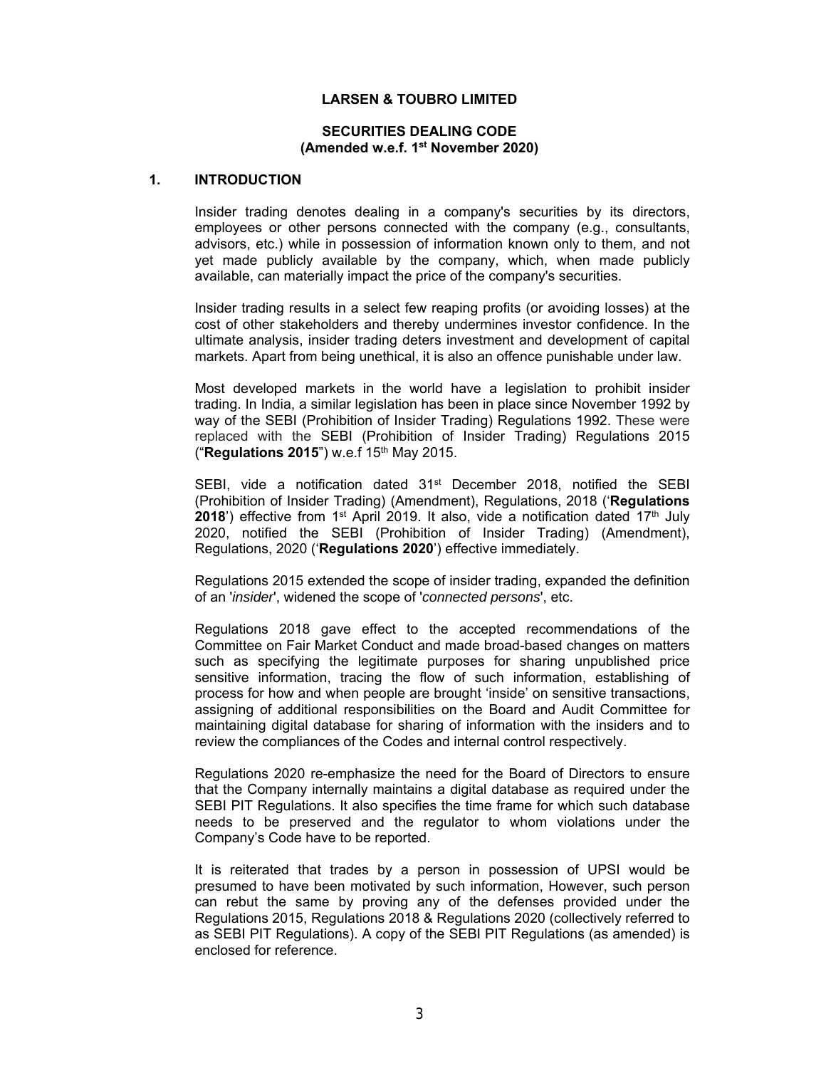**LARSEN & TOUBRO LIMITED**

**SECURITIES DEALING CODE**
**(Amended w.e.f. 1st November 2020)**

## 1. INTRODUCTION

Insider trading denotes dealing in a company's securities by its directors, employees or other persons connected with the company (e.g., consultants, advisors, etc.) while in possession of information known only to them, and not yet made publicly available by the company, which, when made publicly available, can materially impact the price of the company's securities.

Insider trading results in a select few reaping profits (or avoiding losses) at the cost of other stakeholders and thereby undermines investor confidence. In the ultimate analysis, insider trading deters investment and development of capital markets. Apart from being unethical, it is also an offence punishable under law.

Most developed markets in the world have a legislation to prohibit insider trading. In India, a similar legislation has been in place since November 1992 by way of the SEBI (Prohibition of Insider Trading) Regulations 1992. These were replaced with the SEBI (Prohibition of Insider Trading) Regulations 2015 ("**Regulations 2015**") w.e.f 15th May 2015.

SEBI, vide a notification dated 31st December 2018, notified the SEBI (Prohibition of Insider Trading) (Amendment), Regulations, 2018 ('**Regulations 2018**') effective from 1st April 2019. It also, vide a notification dated 17th July 2020, notified the SEBI (Prohibition of Insider Trading) (Amendment), Regulations, 2020 ('**Regulations 2020**') effective immediately.

Regulations 2015 extended the scope of insider trading, expanded the definition of an '*insider*', widened the scope of '*connected persons*', etc.

Regulations 2018 gave effect to the accepted recommendations of the Committee on Fair Market Conduct and made broad-based changes on matters such as specifying the legitimate purposes for sharing unpublished price sensitive information, tracing the flow of such information, establishing of process for how and when people are brought 'inside' on sensitive transactions, assigning of additional responsibilities on the Board and Audit Committee for maintaining digital database for sharing of information with the insiders and to review the compliances of the Codes and internal control respectively.

Regulations 2020 re-emphasize the need for the Board of Directors to ensure that the Company internally maintains a digital database as required under the SEBI PIT Regulations. It also specifies the time frame for which such database needs to be preserved and the regulator to whom violations under the Company's Code have to be reported.

It is reiterated that trades by a person in possession of UPSI would be presumed to have been motivated by such information, However, such person can rebut the same by proving any of the defenses provided under the Regulations 2015, Regulations 2018 & Regulations 2020 (collectively referred to as SEBI PIT Regulations). A copy of the SEBI PIT Regulations (as amended) is enclosed for reference.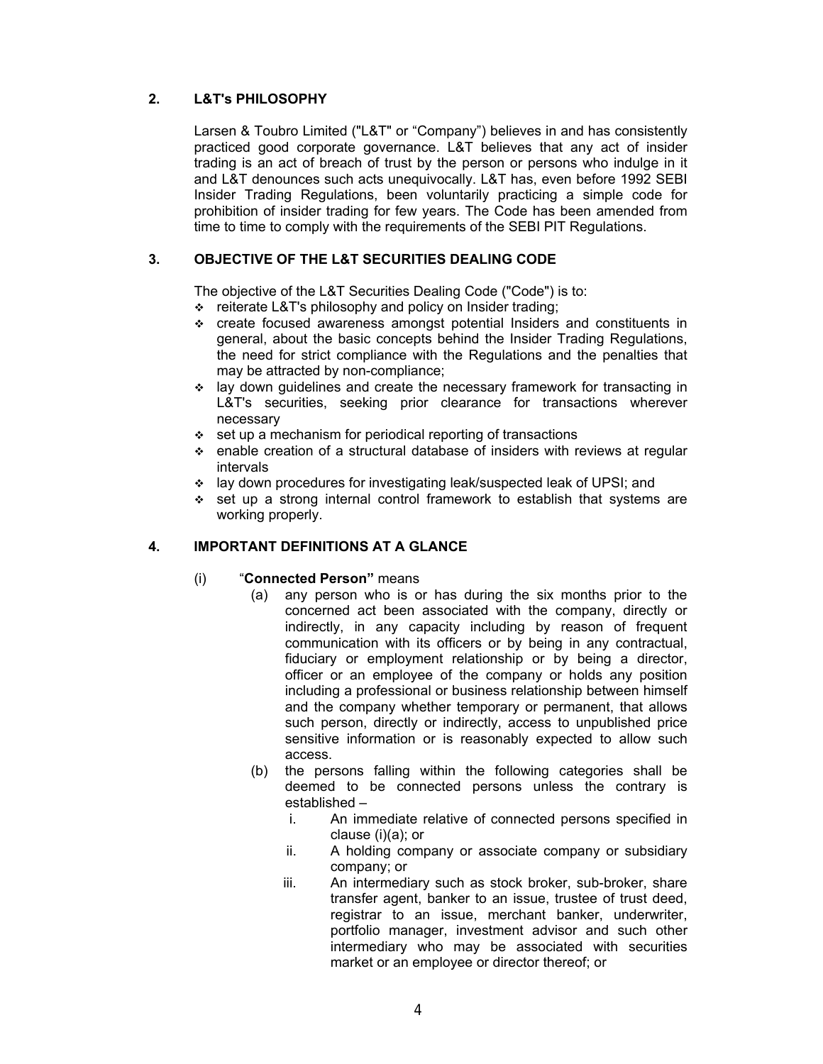## 2. L&T's PHILOSOPHY

Larsen & Toubro Limited ("L&T" or "Company") believes in and has consistently practiced good corporate governance. L&T believes that any act of insider trading is an act of breach of trust by the person or persons who indulge in it and L&T denounces such acts unequivocally. L&T has, even before 1992 SEBI Insider Trading Regulations, been voluntarily practicing a simple code for prohibition of insider trading for few years. The Code has been amended from time to time to comply with the requirements of the SEBI PIT Regulations.

## 3. OBJECTIVE OF THE L&T SECURITIES DEALING CODE

The objective of the L&T Securities Dealing Code ("Code") is to:

- reiterate L&T's philosophy and policy on Insider trading;
- create focused awareness amongst potential Insiders and constituents in general, about the basic concepts behind the Insider Trading Regulations, the need for strict compliance with the Regulations and the penalties that may be attracted by non-compliance;
- lay down guidelines and create the necessary framework for transacting in L&T's securities, seeking prior clearance for transactions wherever necessary
- set up a mechanism for periodical reporting of transactions
- enable creation of a structural database of insiders with reviews at regular intervals
- lay down procedures for investigating leak/suspected leak of UPSI; and
- set up a strong internal control framework to establish that systems are working properly.

## 4. IMPORTANT DEFINITIONS AT A GLANCE

(i) "**Connected Person"** means

(a) any person who is or has during the six months prior to the concerned act been associated with the company, directly or indirectly, in any capacity including by reason of frequent communication with its officers or by being in any contractual, fiduciary or employment relationship or by being a director, officer or an employee of the company or holds any position including a professional or business relationship between himself and the company whether temporary or permanent, that allows such person, directly or indirectly, access to unpublished price sensitive information or is reasonably expected to allow such access.

(b) the persons falling within the following categories shall be deemed to be connected persons unless the contrary is established –

i. An immediate relative of connected persons specified in clause (i)(a); or

ii. A holding company or associate company or subsidiary company; or

iii. An intermediary such as stock broker, sub-broker, share transfer agent, banker to an issue, trustee of trust deed, registrar to an issue, merchant banker, underwriter, portfolio manager, investment advisor and such other intermediary who may be associated with securities market or an employee or director thereof; or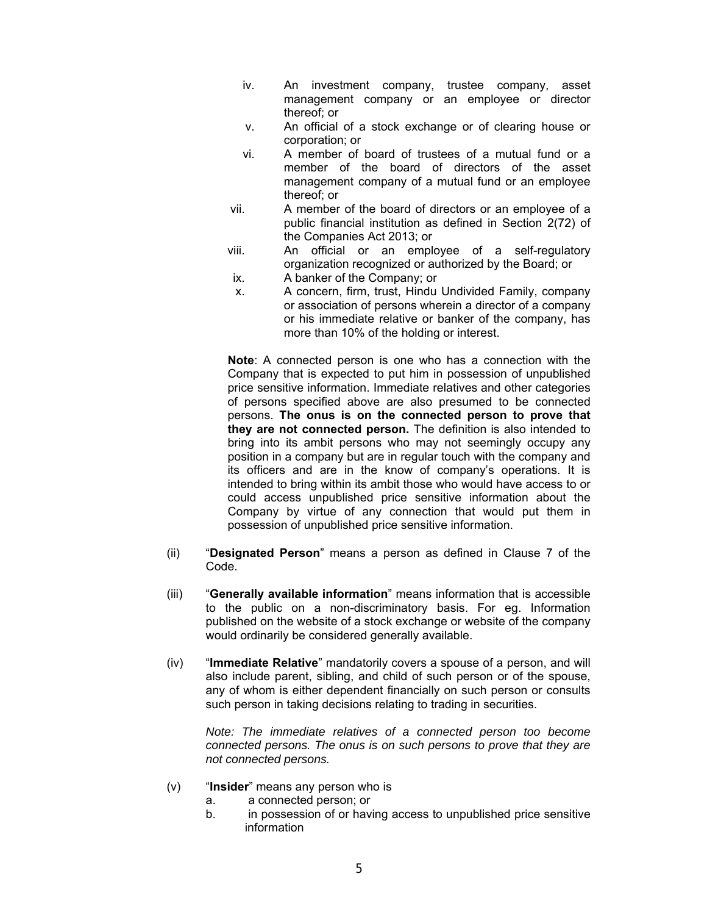iv. An investment company, trustee company, asset management company or an employee or director thereof; or

v. An official of a stock exchange or of clearing house or corporation; or

vi. A member of board of trustees of a mutual fund or a member of the board of directors of the asset management company of a mutual fund or an employee thereof; or

vii. A member of the board of directors or an employee of a public financial institution as defined in Section 2(72) of the Companies Act 2013; or

viii. An official or an employee of a self-regulatory organization recognized or authorized by the Board; or

ix. A banker of the Company; or

x. A concern, firm, trust, Hindu Undivided Family, company or association of persons wherein a director of a company or his immediate relative or banker of the company, has more than 10% of the holding or interest.

**Note**: A connected person is one who has a connection with the Company that is expected to put him in possession of unpublished price sensitive information. Immediate relatives and other categories of persons specified above are also presumed to be connected persons. **The onus is on the connected person to prove that they are not connected person.** The definition is also intended to bring into its ambit persons who may not seemingly occupy any position in a company but are in regular touch with the company and its officers and are in the know of company's operations. It is intended to bring within its ambit those who would have access to or could access unpublished price sensitive information about the Company by virtue of any connection that would put them in possession of unpublished price sensitive information.

(ii) "**Designated Person**" means a person as defined in Clause 7 of the Code.

(iii) "**Generally available information**" means information that is accessible to the public on a non-discriminatory basis. For eg. Information published on the website of a stock exchange or website of the company would ordinarily be considered generally available.

(iv) "**Immediate Relative**" mandatorily covers a spouse of a person, and will also include parent, sibling, and child of such person or of the spouse, any of whom is either dependent financially on such person or consults such person in taking decisions relating to trading in securities.

*Note: The immediate relatives of a connected person too become connected persons. The onus is on such persons to prove that they are not connected persons.*

(v) "**Insider**" means any person who is

a. a connected person; or

b. in possession of or having access to unpublished price sensitive information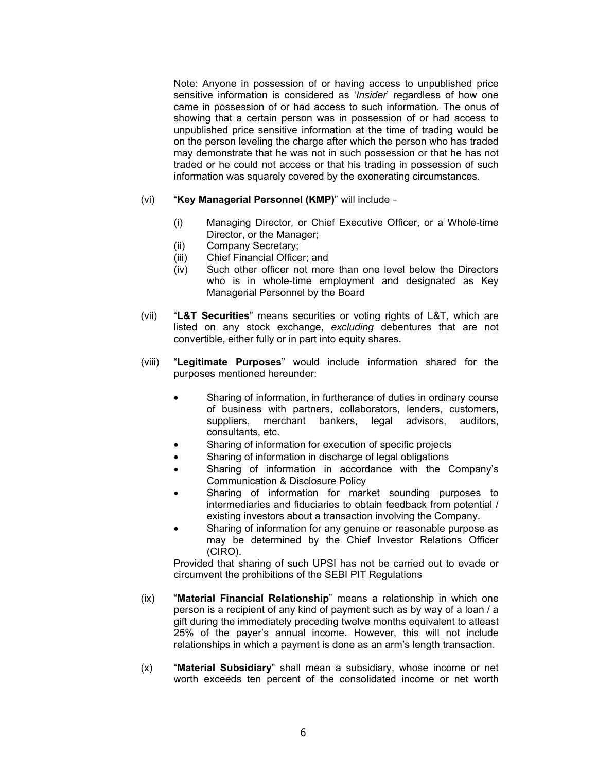Note: Anyone in possession of or having access to unpublished price sensitive information is considered as '*Insider*' regardless of how one came in possession of or had access to such information. The onus of showing that a certain person was in possession of or had access to unpublished price sensitive information at the time of trading would be on the person leveling the charge after which the person who has traded may demonstrate that he was not in such possession or that he has not traded or he could not access or that his trading in possession of such information was squarely covered by the exonerating circumstances.

(vi) "**Key Managerial Personnel (KMP)**" will include –

(i) Managing Director, or Chief Executive Officer, or a Whole-time Director, or the Manager;
(ii) Company Secretary;
(iii) Chief Financial Officer; and
(iv) Such other officer not more than one level below the Directors who is in whole-time employment and designated as Key Managerial Personnel by the Board

(vii) "**L&T Securities**" means securities or voting rights of L&T, which are listed on any stock exchange, *excluding* debentures that are not convertible, either fully or in part into equity shares.

(viii) "**Legitimate Purposes**" would include information shared for the purposes mentioned hereunder:

- Sharing of information, in furtherance of duties in ordinary course of business with partners, collaborators, lenders, customers, suppliers, merchant bankers, legal advisors, auditors, consultants, etc.
- Sharing of information for execution of specific projects
- Sharing of information in discharge of legal obligations
- Sharing of information in accordance with the Company's Communication & Disclosure Policy
- Sharing of information for market sounding purposes to intermediaries and fiduciaries to obtain feedback from potential / existing investors about a transaction involving the Company.
- Sharing of information for any genuine or reasonable purpose as may be determined by the Chief Investor Relations Officer (CIRO).

Provided that sharing of such UPSI has not be carried out to evade or circumvent the prohibitions of the SEBI PIT Regulations

(ix) "**Material Financial Relationship**" means a relationship in which one person is a recipient of any kind of payment such as by way of a loan / a gift during the immediately preceding twelve months equivalent to atleast 25% of the payer's annual income. However, this will not include relationships in which a payment is done as an arm's length transaction.

(x) "**Material Subsidiary**" shall mean a subsidiary, whose income or net worth exceeds ten percent of the consolidated income or net worth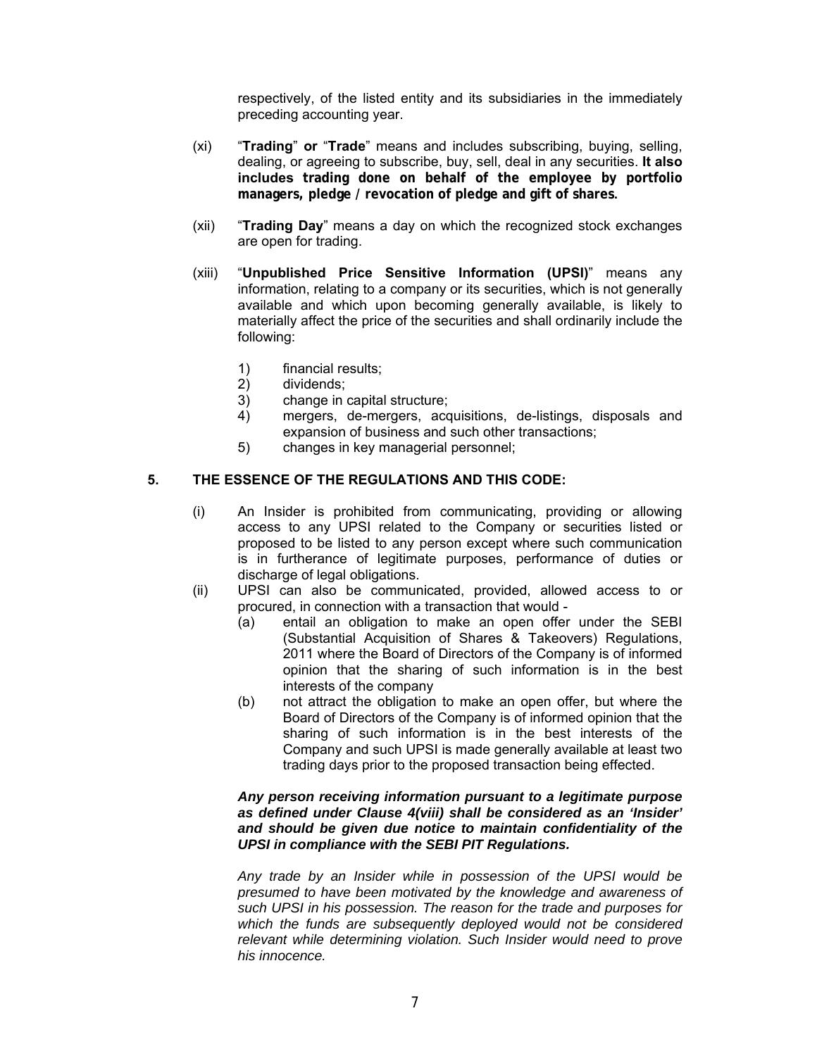respectively, of the listed entity and its subsidiaries in the immediately preceding accounting year.

(xi) "**Trading**" **or** "**Trade**" means and includes subscribing, buying, selling, dealing, or agreeing to subscribe, buy, sell, deal in any securities. **It also includes trading done on behalf of the employee by portfolio managers, pledge / revocation of pledge and gift of shares.**

(xii) "**Trading Day**" means a day on which the recognized stock exchanges are open for trading.

(xiii) "**Unpublished Price Sensitive Information (UPSI)**" means any information, relating to a company or its securities, which is not generally available and which upon becoming generally available, is likely to materially affect the price of the securities and shall ordinarily include the following:

1) financial results;
2) dividends;
3) change in capital structure;
4) mergers, de-mergers, acquisitions, de-listings, disposals and expansion of business and such other transactions;
5) changes in key managerial personnel;

## 5. THE ESSENCE OF THE REGULATIONS AND THIS CODE:

(i) An Insider is prohibited from communicating, providing or allowing access to any UPSI related to the Company or securities listed or proposed to be listed to any person except where such communication is in furtherance of legitimate purposes, performance of duties or discharge of legal obligations.

(ii) UPSI can also be communicated, provided, allowed access to or procured, in connection with a transaction that would -

(a) entail an obligation to make an open offer under the SEBI (Substantial Acquisition of Shares & Takeovers) Regulations, 2011 where the Board of Directors of the Company is of informed opinion that the sharing of such information is in the best interests of the company

(b) not attract the obligation to make an open offer, but where the Board of Directors of the Company is of informed opinion that the sharing of such information is in the best interests of the Company and such UPSI is made generally available at least two trading days prior to the proposed transaction being effected.

***Any person receiving information pursuant to a legitimate purpose as defined under Clause 4(viii) shall be considered as an 'Insider' and should be given due notice to maintain confidentiality of the UPSI in compliance with the SEBI PIT Regulations.***

*Any trade by an Insider while in possession of the UPSI would be presumed to have been motivated by the knowledge and awareness of such UPSI in his possession. The reason for the trade and purposes for which the funds are subsequently deployed would not be considered relevant while determining violation. Such Insider would need to prove his innocence.*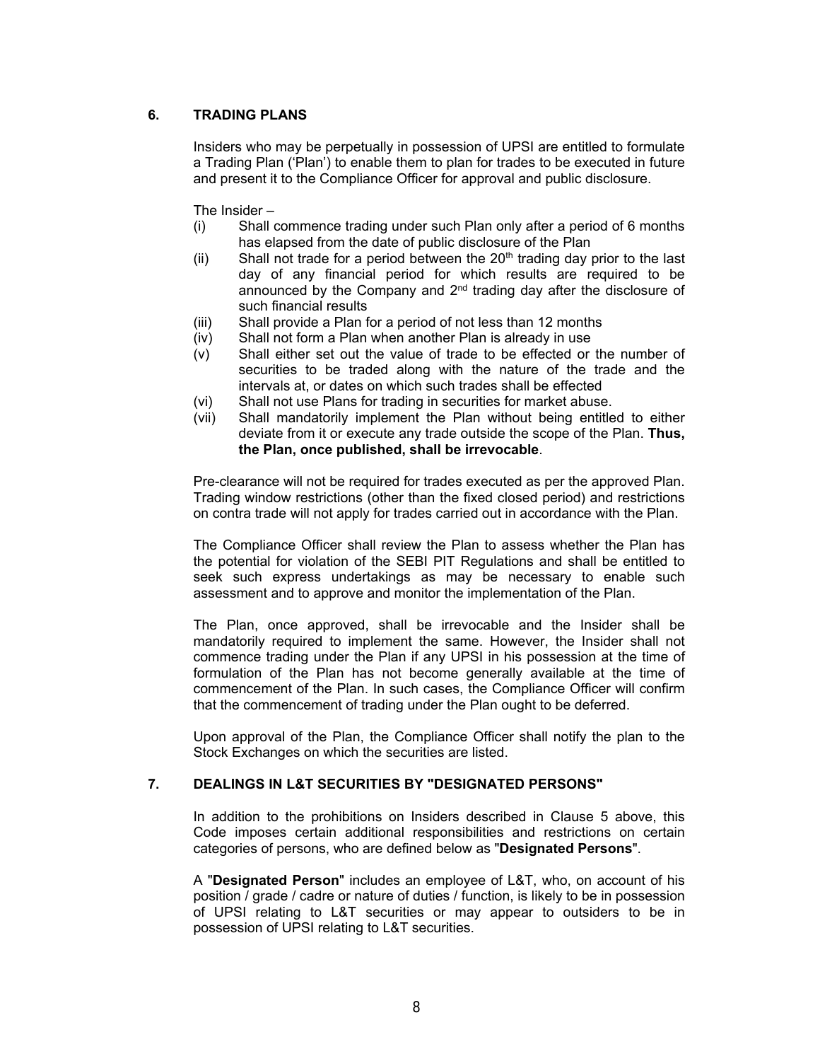## 6. TRADING PLANS

Insiders who may be perpetually in possession of UPSI are entitled to formulate a Trading Plan ('Plan') to enable them to plan for trades to be executed in future and present it to the Compliance Officer for approval and public disclosure.

The Insider –

(i) Shall commence trading under such Plan only after a period of 6 months has elapsed from the date of public disclosure of the Plan

(ii) Shall not trade for a period between the 20th trading day prior to the last day of any financial period for which results are required to be announced by the Company and 2nd trading day after the disclosure of such financial results

(iii) Shall provide a Plan for a period of not less than 12 months

(iv) Shall not form a Plan when another Plan is already in use

(v) Shall either set out the value of trade to be effected or the number of securities to be traded along with the nature of the trade and the intervals at, or dates on which such trades shall be effected

(vi) Shall not use Plans for trading in securities for market abuse.

(vii) Shall mandatorily implement the Plan without being entitled to either deviate from it or execute any trade outside the scope of the Plan. **Thus, the Plan, once published, shall be irrevocable**.

Pre-clearance will not be required for trades executed as per the approved Plan. Trading window restrictions (other than the fixed closed period) and restrictions on contra trade will not apply for trades carried out in accordance with the Plan.

The Compliance Officer shall review the Plan to assess whether the Plan has the potential for violation of the SEBI PIT Regulations and shall be entitled to seek such express undertakings as may be necessary to enable such assessment and to approve and monitor the implementation of the Plan.

The Plan, once approved, shall be irrevocable and the Insider shall be mandatorily required to implement the same. However, the Insider shall not commence trading under the Plan if any UPSI in his possession at the time of formulation of the Plan has not become generally available at the time of commencement of the Plan. In such cases, the Compliance Officer will confirm that the commencement of trading under the Plan ought to be deferred.

Upon approval of the Plan, the Compliance Officer shall notify the plan to the Stock Exchanges on which the securities are listed.

## 7. DEALINGS IN L&T SECURITIES BY "DESIGNATED PERSONS"

In addition to the prohibitions on Insiders described in Clause 5 above, this Code imposes certain additional responsibilities and restrictions on certain categories of persons, who are defined below as "**Designated Persons**".

A "**Designated Person**" includes an employee of L&T, who, on account of his position / grade / cadre or nature of duties / function, is likely to be in possession of UPSI relating to L&T securities or may appear to outsiders to be in possession of UPSI relating to L&T securities.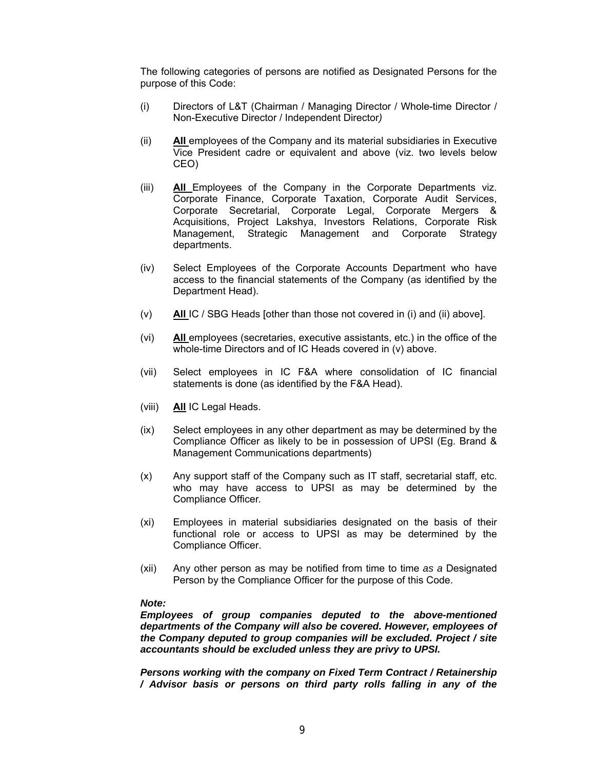The following categories of persons are notified as Designated Persons for the purpose of this Code:

(i) Directors of L&T (Chairman / Managing Director / Whole-time Director / Non-Executive Director / Independent Director*)*

(ii) **<u>All</u>** employees of the Company and its material subsidiaries in Executive Vice President cadre or equivalent and above (viz. two levels below CEO)

(iii) **<u>All</u>** Employees of the Company in the Corporate Departments viz. Corporate Finance, Corporate Taxation, Corporate Audit Services, Corporate Secretarial, Corporate Legal, Corporate Mergers & Acquisitions, Project Lakshya, Investors Relations, Corporate Risk Management, Strategic Management and Corporate Strategy departments.

(iv) Select Employees of the Corporate Accounts Department who have access to the financial statements of the Company (as identified by the Department Head).

(v) **<u>All</u>** IC / SBG Heads [other than those not covered in (i) and (ii) above].

(vi) **<u>All</u>** employees (secretaries, executive assistants, etc.) in the office of the whole-time Directors and of IC Heads covered in (v) above.

(vii) Select employees in IC F&A where consolidation of IC financial statements is done (as identified by the F&A Head).

(viii) **<u>All</u>** IC Legal Heads.

(ix) Select employees in any other department as may be determined by the Compliance Officer as likely to be in possession of UPSI (Eg. Brand & Management Communications departments)

(x) Any support staff of the Company such as IT staff, secretarial staff, etc. who may have access to UPSI as may be determined by the Compliance Officer.

(xi) Employees in material subsidiaries designated on the basis of their functional role or access to UPSI as may be determined by the Compliance Officer.

(xii) Any other person as may be notified from time to time *as a* Designated Person by the Compliance Officer for the purpose of this Code.

***Note:***

***Employees of group companies deputed to the above-mentioned departments of the Company will also be covered. However, employees of the Company deputed to group companies will be excluded. Project / site accountants should be excluded unless they are privy to UPSI.***

***Persons working with the company on Fixed Term Contract / Retainership / Advisor basis or persons on third party rolls falling in any of the***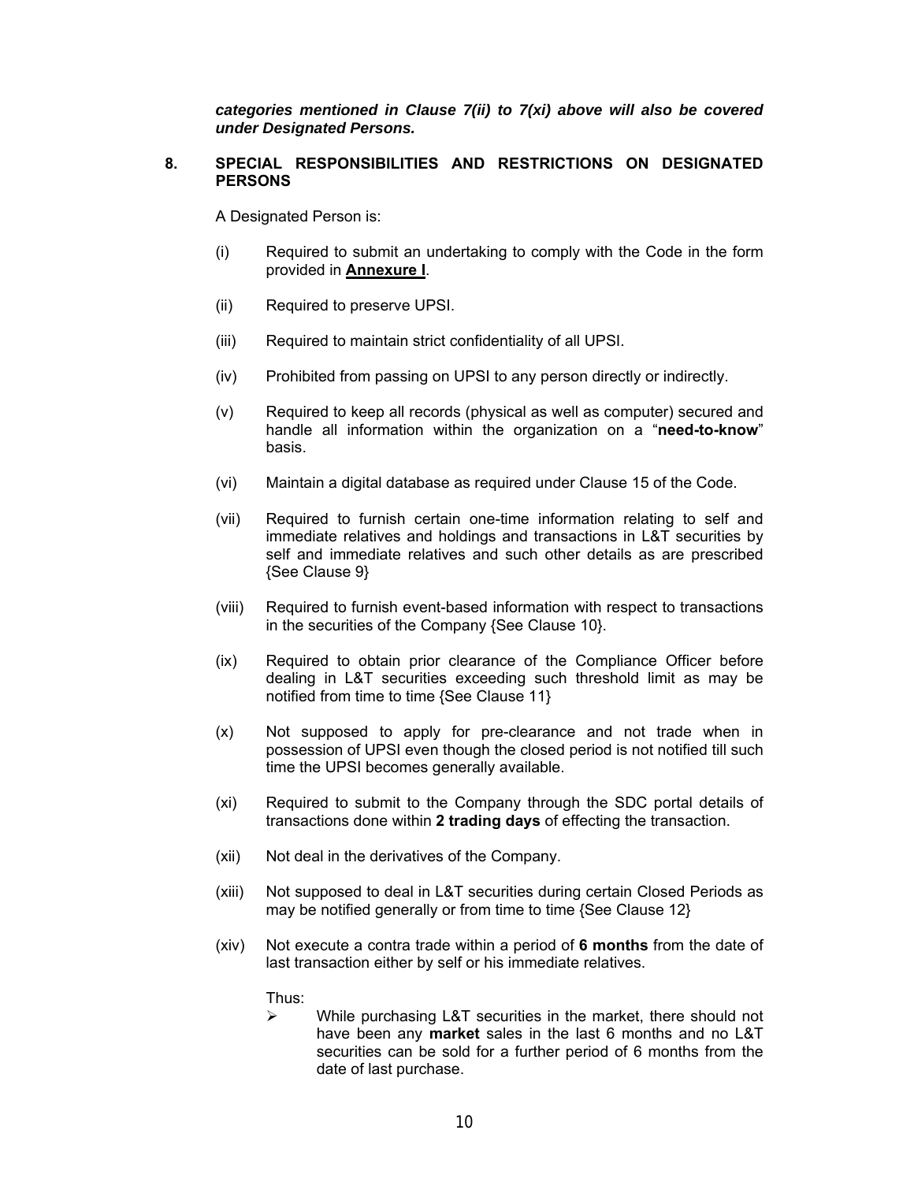***categories mentioned in Clause 7(ii) to 7(xi) above will also be covered under Designated Persons.***

## 8. SPECIAL RESPONSIBILITIES AND RESTRICTIONS ON DESIGNATED PERSONS

A Designated Person is:

(i) Required to submit an undertaking to comply with the Code in the form provided in **Annexure I**.

(ii) Required to preserve UPSI.

(iii) Required to maintain strict confidentiality of all UPSI.

(iv) Prohibited from passing on UPSI to any person directly or indirectly.

(v) Required to keep all records (physical as well as computer) secured and handle all information within the organization on a "**need-to-know**" basis.

(vi) Maintain a digital database as required under Clause 15 of the Code.

(vii) Required to furnish certain one-time information relating to self and immediate relatives and holdings and transactions in L&T securities by self and immediate relatives and such other details as are prescribed {See Clause 9}

(viii) Required to furnish event-based information with respect to transactions in the securities of the Company {See Clause 10}.

(ix) Required to obtain prior clearance of the Compliance Officer before dealing in L&T securities exceeding such threshold limit as may be notified from time to time {See Clause 11}

(x) Not supposed to apply for pre-clearance and not trade when in possession of UPSI even though the closed period is not notified till such time the UPSI becomes generally available.

(xi) Required to submit to the Company through the SDC portal details of transactions done within **2 trading days** of effecting the transaction.

(xii) Not deal in the derivatives of the Company.

(xiii) Not supposed to deal in L&T securities during certain Closed Periods as may be notified generally or from time to time {See Clause 12}

(xiv) Not execute a contra trade within a period of **6 months** from the date of last transaction either by self or his immediate relatives.

Thus:

- While purchasing L&T securities in the market, there should not have been any **market** sales in the last 6 months and no L&T securities can be sold for a further period of 6 months from the date of last purchase.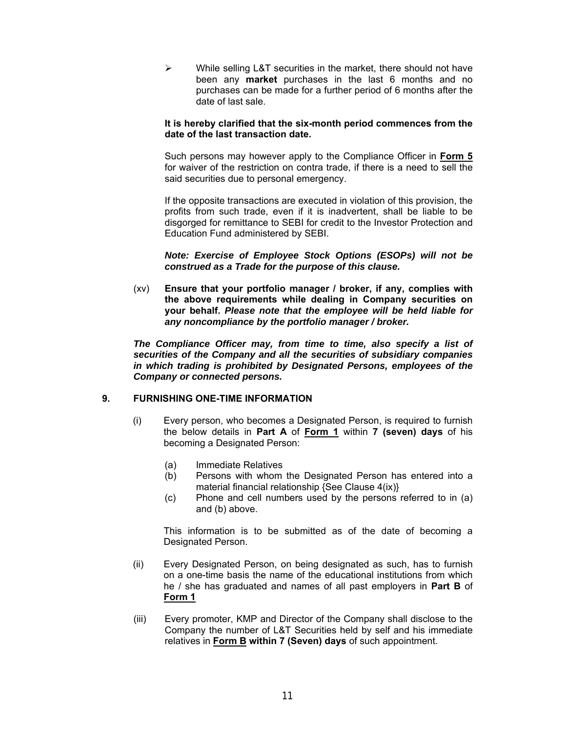- While selling L&T securities in the market, there should not have been any **market** purchases in the last 6 months and no purchases can be made for a further period of 6 months after the date of last sale.

  **It is hereby clarified that the six-month period commences from the date of the last transaction date.**

  Such persons may however apply to the Compliance Officer in **Form 5** for waiver of the restriction on contra trade, if there is a need to sell the said securities due to personal emergency.

  If the opposite transactions are executed in violation of this provision, the profits from such trade, even if it is inadvertent, shall be liable to be disgorged for remittance to SEBI for credit to the Investor Protection and Education Fund administered by SEBI.

  ***Note: Exercise of Employee Stock Options (ESOPs) will not be construed as a Trade for the purpose of this clause.***

(xv) **Ensure that your portfolio manager / broker, if any, complies with the above requirements while dealing in Company securities on your behalf. *Please note that the employee will be held liable for any noncompliance by the portfolio manager / broker.***

***The Compliance Officer may, from time to time, also specify a list of securities of the Company and all the securities of subsidiary companies in which trading is prohibited by Designated Persons, employees of the Company or connected persons.***

## 9. FURNISHING ONE-TIME INFORMATION

(i) Every person, who becomes a Designated Person, is required to furnish the below details in **Part A** of **Form 1** within **7 (seven) days** of his becoming a Designated Person:

   (a) Immediate Relatives
   (b) Persons with whom the Designated Person has entered into a material financial relationship {See Clause 4(ix)}
   (c) Phone and cell numbers used by the persons referred to in (a) and (b) above.

   This information is to be submitted as of the date of becoming a Designated Person.

(ii) Every Designated Person, on being designated as such, has to furnish on a one-time basis the name of the educational institutions from which he / she has graduated and names of all past employers in **Part B** of **Form 1**

(iii) Every promoter, KMP and Director of the Company shall disclose to the Company the number of L&T Securities held by self and his immediate relatives in **Form B within 7 (Seven) days** of such appointment.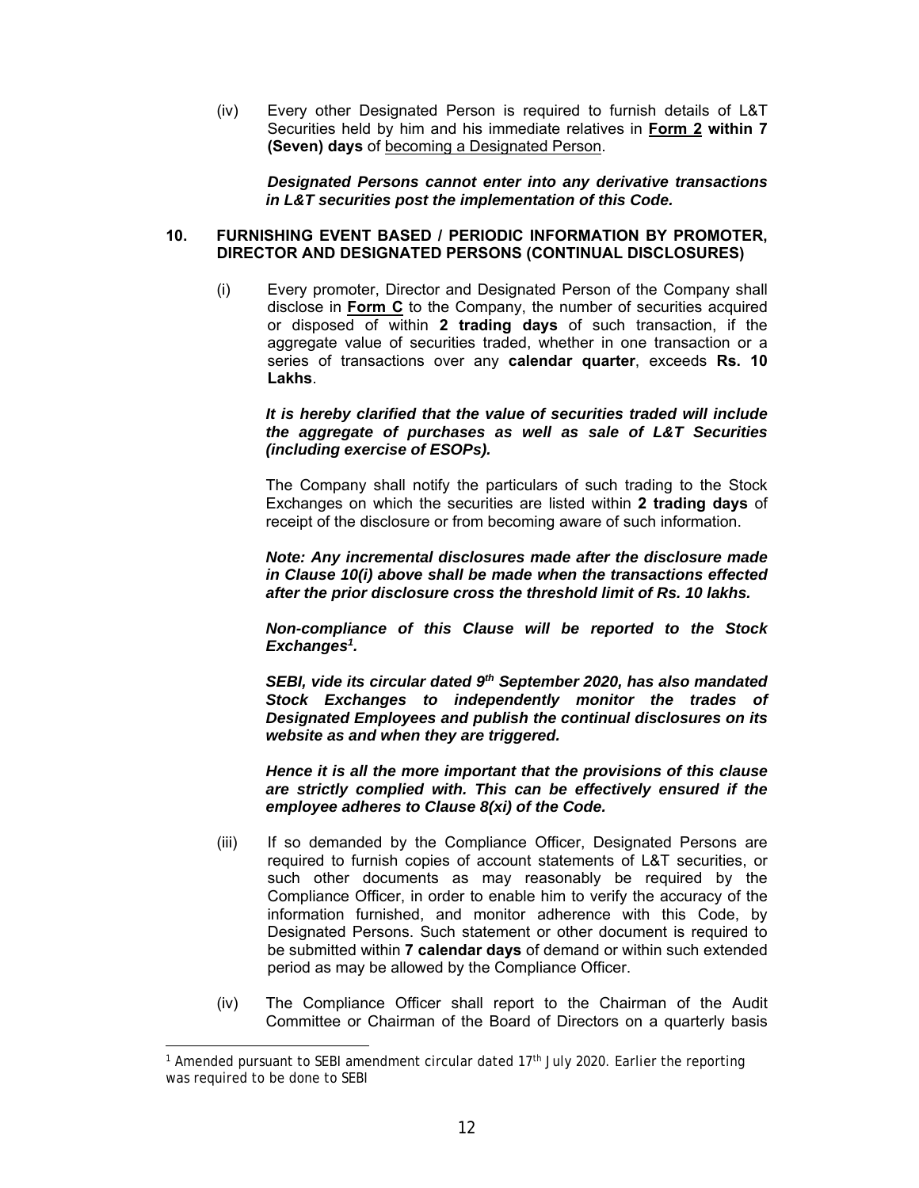(iv) Every other Designated Person is required to furnish details of L&T Securities held by him and his immediate relatives in **Form 2** **within 7 (Seven) days** of becoming a Designated Person.

***Designated Persons cannot enter into any derivative transactions in L&T securities post the implementation of this Code.***

## 10. FURNISHING EVENT BASED / PERIODIC INFORMATION BY PROMOTER, DIRECTOR AND DESIGNATED PERSONS (CONTINUAL DISCLOSURES)

(i) Every promoter, Director and Designated Person of the Company shall disclose in **Form C** to the Company, the number of securities acquired or disposed of within **2 trading days** of such transaction, if the aggregate value of securities traded, whether in one transaction or a series of transactions over any **calendar quarter**, exceeds **Rs. 10 Lakhs**.

***It is hereby clarified that the value of securities traded will include the aggregate of purchases as well as sale of L&T Securities (including exercise of ESOPs).***

The Company shall notify the particulars of such trading to the Stock Exchanges on which the securities are listed within **2 trading days** of receipt of the disclosure or from becoming aware of such information.

***Note: Any incremental disclosures made after the disclosure made in Clause 10(i) above shall be made when the transactions effected after the prior disclosure cross the threshold limit of Rs. 10 lakhs.***

***Non-compliance of this Clause will be reported to the Stock Exchanges[1].***

***SEBI, vide its circular dated 9th September 2020, has also mandated Stock Exchanges to independently monitor the trades of Designated Employees and publish the continual disclosures on its website as and when they are triggered.***

***Hence it is all the more important that the provisions of this clause are strictly complied with. This can be effectively ensured if the employee adheres to Clause 8(xi) of the Code.***

(iii) If so demanded by the Compliance Officer, Designated Persons are required to furnish copies of account statements of L&T securities, or such other documents as may reasonably be required by the Compliance Officer, in order to enable him to verify the accuracy of the information furnished, and monitor adherence with this Code, by Designated Persons. Such statement or other document is required to be submitted within **7 calendar days** of demand or within such extended period as may be allowed by the Compliance Officer.

(iv) The Compliance Officer shall report to the Chairman of the Audit Committee or Chairman of the Board of Directors on a quarterly basis

---

[1] Amended pursuant to SEBI amendment circular dated 17th July 2020. Earlier the reporting was required to be done to SEBI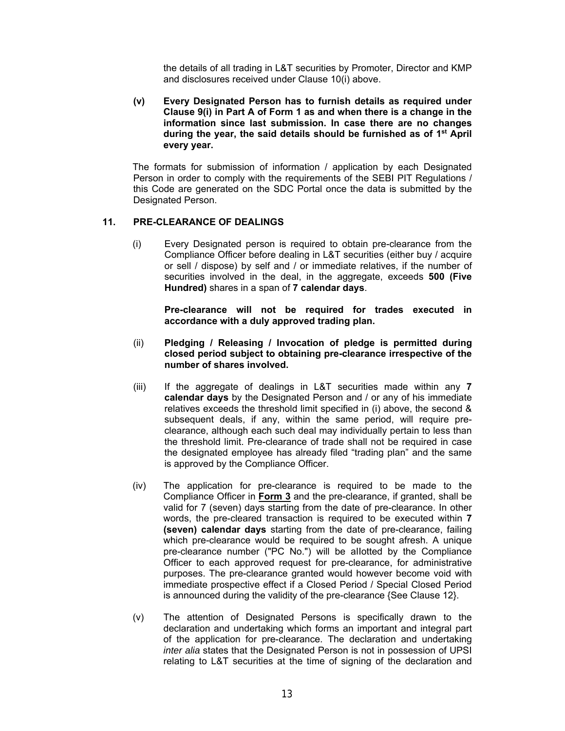the details of all trading in L&T securities by Promoter, Director and KMP and disclosures received under Clause 10(i) above.

**(v) Every Designated Person has to furnish details as required under Clause 9(i) in Part A of Form 1 as and when there is a change in the information since last submission. In case there are no changes during the year, the said details should be furnished as of 1st April every year.**

The formats for submission of information / application by each Designated Person in order to comply with the requirements of the SEBI PIT Regulations / this Code are generated on the SDC Portal once the data is submitted by the Designated Person.

## 11. PRE-CLEARANCE OF DEALINGS

(i) Every Designated person is required to obtain pre-clearance from the Compliance Officer before dealing in L&T securities (either buy / acquire or sell / dispose) by self and / or immediate relatives, if the number of securities involved in the deal, in the aggregate, exceeds **500 (Five Hundred)** shares in a span of **7 calendar days**.

**Pre-clearance will not be required for trades executed in accordance with a duly approved trading plan.**

(ii) **Pledging / Releasing / Invocation of pledge is permitted during closed period subject to obtaining pre-clearance irrespective of the number of shares involved.**

(iii) If the aggregate of dealings in L&T securities made within any **7 calendar days** by the Designated Person and / or any of his immediate relatives exceeds the threshold limit specified in (i) above, the second & subsequent deals, if any, within the same period, will require pre-clearance, although each such deal may individually pertain to less than the threshold limit. Pre-clearance of trade shall not be required in case the designated employee has already filed "trading plan" and the same is approved by the Compliance Officer.

(iv) The application for pre-clearance is required to be made to the Compliance Officer in **Form 3** and the pre-clearance, if granted, shall be valid for 7 (seven) days starting from the date of pre-clearance. In other words, the pre-cleared transaction is required to be executed within **7 (seven) calendar days** starting from the date of pre-clearance, failing which pre-clearance would be required to be sought afresh. A unique pre-clearance number ("PC No.") will be allotted by the Compliance Officer to each approved request for pre-clearance, for administrative purposes. The pre-clearance granted would however become void with immediate prospective effect if a Closed Period / Special Closed Period is announced during the validity of the pre-clearance {See Clause 12}.

(v) The attention of Designated Persons is specifically drawn to the declaration and undertaking which forms an important and integral part of the application for pre-clearance. The declaration and undertaking *inter alia* states that the Designated Person is not in possession of UPSI relating to L&T securities at the time of signing of the declaration and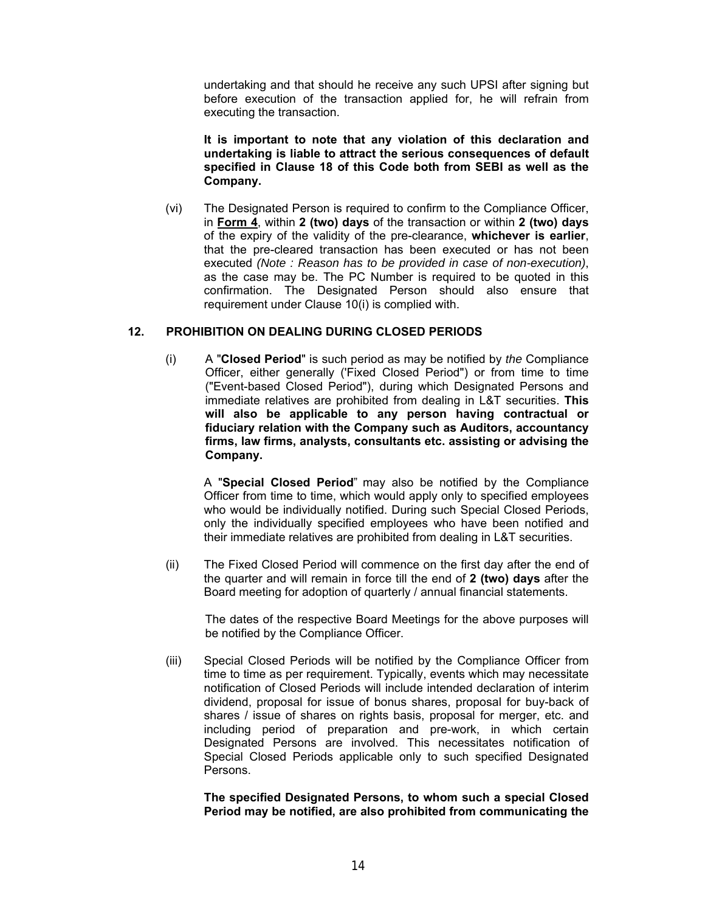undertaking and that should he receive any such UPSI after signing but before execution of the transaction applied for, he will refrain from executing the transaction.

**It is important to note that any violation of this declaration and undertaking is liable to attract the serious consequences of default specified in Clause 18 of this Code both from SEBI as well as the Company.**

(vi) The Designated Person is required to confirm to the Compliance Officer, in **Form 4**, within **2 (two) days** of the transaction or within **2 (two) days** of the expiry of the validity of the pre-clearance, **whichever is earlier**, that the pre-cleared transaction has been executed or has not been executed *(Note : Reason has to be provided in case of non-execution)*, as the case may be. The PC Number is required to be quoted in this confirmation. The Designated Person should also ensure that requirement under Clause 10(i) is complied with.

## 12. PROHIBITION ON DEALING DURING CLOSED PERIODS

(i) A "**Closed Period**" is such period as may be notified by *the* Compliance Officer, either generally ('Fixed Closed Period") or from time to time ("Event-based Closed Period"), during which Designated Persons and immediate relatives are prohibited from dealing in L&T securities. **This will also be applicable to any person having contractual or fiduciary relation with the Company such as Auditors, accountancy firms, law firms, analysts, consultants etc. assisting or advising the Company.**

A "**Special Closed Period**" may also be notified by the Compliance Officer from time to time, which would apply only to specified employees who would be individually notified. During such Special Closed Periods, only the individually specified employees who have been notified and their immediate relatives are prohibited from dealing in L&T securities.

(ii) The Fixed Closed Period will commence on the first day after the end of the quarter and will remain in force till the end of **2 (two) days** after the Board meeting for adoption of quarterly / annual financial statements.

The dates of the respective Board Meetings for the above purposes will be notified by the Compliance Officer.

(iii) Special Closed Periods will be notified by the Compliance Officer from time to time as per requirement. Typically, events which may necessitate notification of Closed Periods will include intended declaration of interim dividend, proposal for issue of bonus shares, proposal for buy-back of shares / issue of shares on rights basis, proposal for merger, etc. and including period of preparation and pre-work, in which certain Designated Persons are involved. This necessitates notification of Special Closed Periods applicable only to such specified Designated Persons.

**The specified Designated Persons, to whom such a special Closed Period may be notified, are also prohibited from communicating the**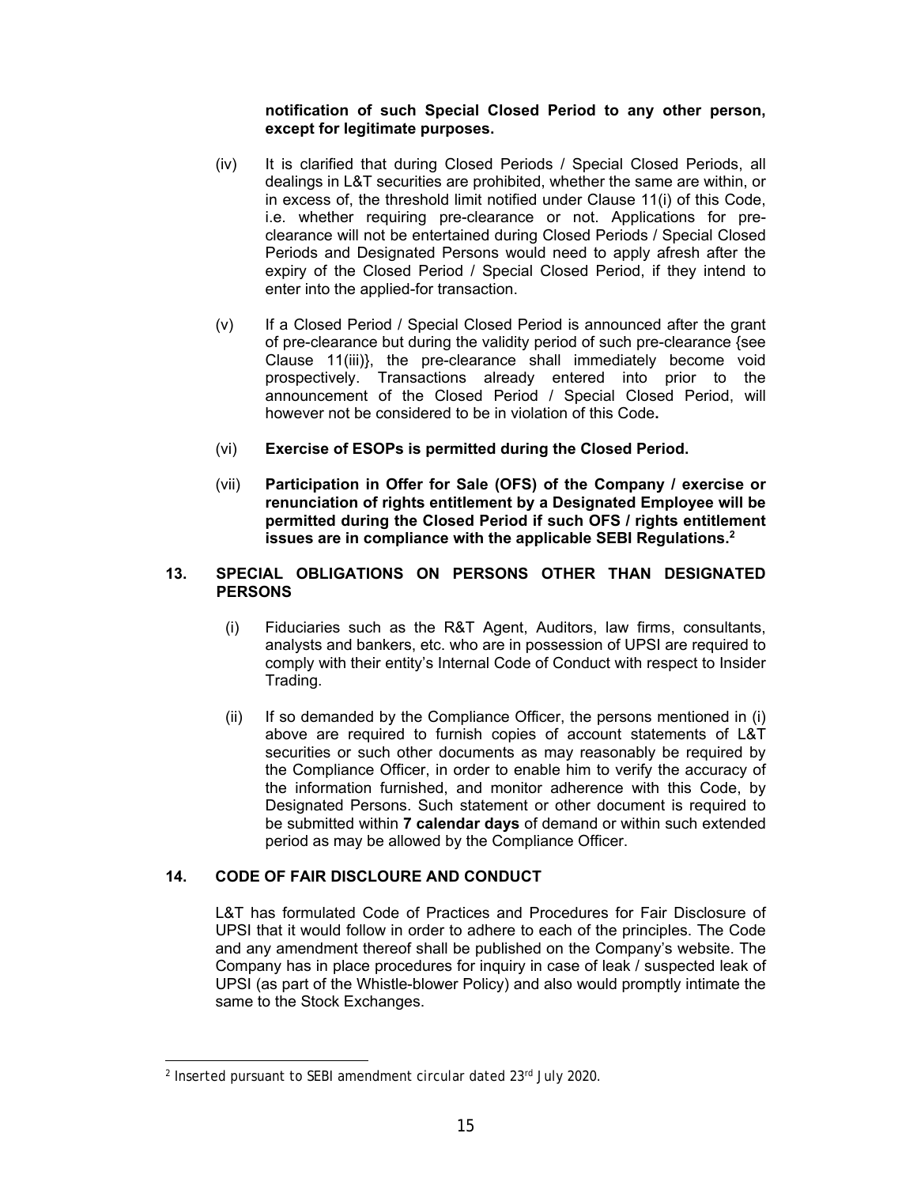**notification of such Special Closed Period to any other person, except for legitimate purposes.**

(iv) It is clarified that during Closed Periods / Special Closed Periods, all dealings in L&T securities are prohibited, whether the same are within, or in excess of, the threshold limit notified under Clause 11(i) of this Code, i.e. whether requiring pre-clearance or not. Applications for pre-clearance will not be entertained during Closed Periods / Special Closed Periods and Designated Persons would need to apply afresh after the expiry of the Closed Period / Special Closed Period, if they intend to enter into the applied-for transaction.

(v) If a Closed Period / Special Closed Period is announced after the grant of pre-clearance but during the validity period of such pre-clearance {see Clause 11(iii)}, the pre-clearance shall immediately become void prospectively. Transactions already entered into prior to the announcement of the Closed Period / Special Closed Period, will however not be considered to be in violation of this Code**.**

(vi) **Exercise of ESOPs is permitted during the Closed Period.**

(vii) **Participation in Offer for Sale (OFS) of the Company / exercise or renunciation of rights entitlement by a Designated Employee will be permitted during the Closed Period if such OFS / rights entitlement issues are in compliance with the applicable SEBI Regulations.**[2]

## 13. SPECIAL OBLIGATIONS ON PERSONS OTHER THAN DESIGNATED PERSONS

(i) Fiduciaries such as the R&T Agent, Auditors, law firms, consultants, analysts and bankers, etc. who are in possession of UPSI are required to comply with their entity's Internal Code of Conduct with respect to Insider Trading.

(ii) If so demanded by the Compliance Officer, the persons mentioned in (i) above are required to furnish copies of account statements of L&T securities or such other documents as may reasonably be required by the Compliance Officer, in order to enable him to verify the accuracy of the information furnished, and monitor adherence with this Code, by Designated Persons. Such statement or other document is required to be submitted within **7 calendar days** of demand or within such extended period as may be allowed by the Compliance Officer.

## 14. CODE OF FAIR DISCLOURE AND CONDUCT

L&T has formulated Code of Practices and Procedures for Fair Disclosure of UPSI that it would follow in order to adhere to each of the principles. The Code and any amendment thereof shall be published on the Company's website. The Company has in place procedures for inquiry in case of leak / suspected leak of UPSI (as part of the Whistle-blower Policy) and also would promptly intimate the same to the Stock Exchanges.

---

[2] Inserted pursuant to SEBI amendment circular dated 23rd July 2020.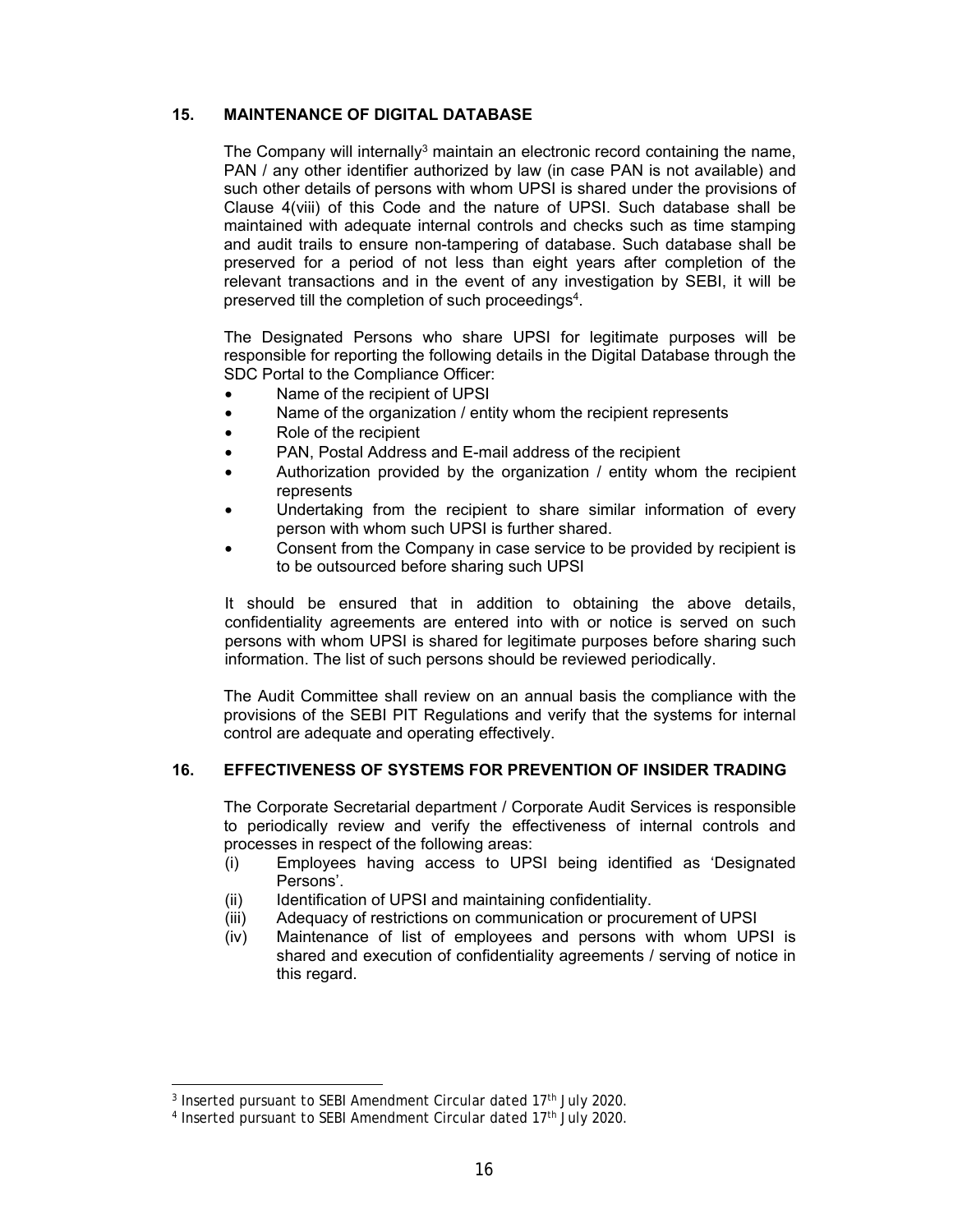## 15. MAINTENANCE OF DIGITAL DATABASE

The Company will internally[3] maintain an electronic record containing the name, PAN / any other identifier authorized by law (in case PAN is not available) and such other details of persons with whom UPSI is shared under the provisions of Clause 4(viii) of this Code and the nature of UPSI. Such database shall be maintained with adequate internal controls and checks such as time stamping and audit trails to ensure non-tampering of database. Such database shall be preserved for a period of not less than eight years after completion of the relevant transactions and in the event of any investigation by SEBI, it will be preserved till the completion of such proceedings[4].

The Designated Persons who share UPSI for legitimate purposes will be responsible for reporting the following details in the Digital Database through the SDC Portal to the Compliance Officer:

- Name of the recipient of UPSI
- Name of the organization / entity whom the recipient represents
- Role of the recipient
- PAN, Postal Address and E-mail address of the recipient
- Authorization provided by the organization / entity whom the recipient represents
- Undertaking from the recipient to share similar information of every person with whom such UPSI is further shared.
- Consent from the Company in case service to be provided by recipient is to be outsourced before sharing such UPSI

It should be ensured that in addition to obtaining the above details, confidentiality agreements are entered into with or notice is served on such persons with whom UPSI is shared for legitimate purposes before sharing such information. The list of such persons should be reviewed periodically.

The Audit Committee shall review on an annual basis the compliance with the provisions of the SEBI PIT Regulations and verify that the systems for internal control are adequate and operating effectively.

## 16. EFFECTIVENESS OF SYSTEMS FOR PREVENTION OF INSIDER TRADING

The Corporate Secretarial department / Corporate Audit Services is responsible to periodically review and verify the effectiveness of internal controls and processes in respect of the following areas:

(i) Employees having access to UPSI being identified as 'Designated Persons'.
(ii) Identification of UPSI and maintaining confidentiality.
(iii) Adequacy of restrictions on communication or procurement of UPSI
(iv) Maintenance of list of employees and persons with whom UPSI is shared and execution of confidentiality agreements / serving of notice in this regard.

---

[3] Inserted pursuant to SEBI Amendment Circular dated 17th July 2020.

[4] Inserted pursuant to SEBI Amendment Circular dated 17th July 2020.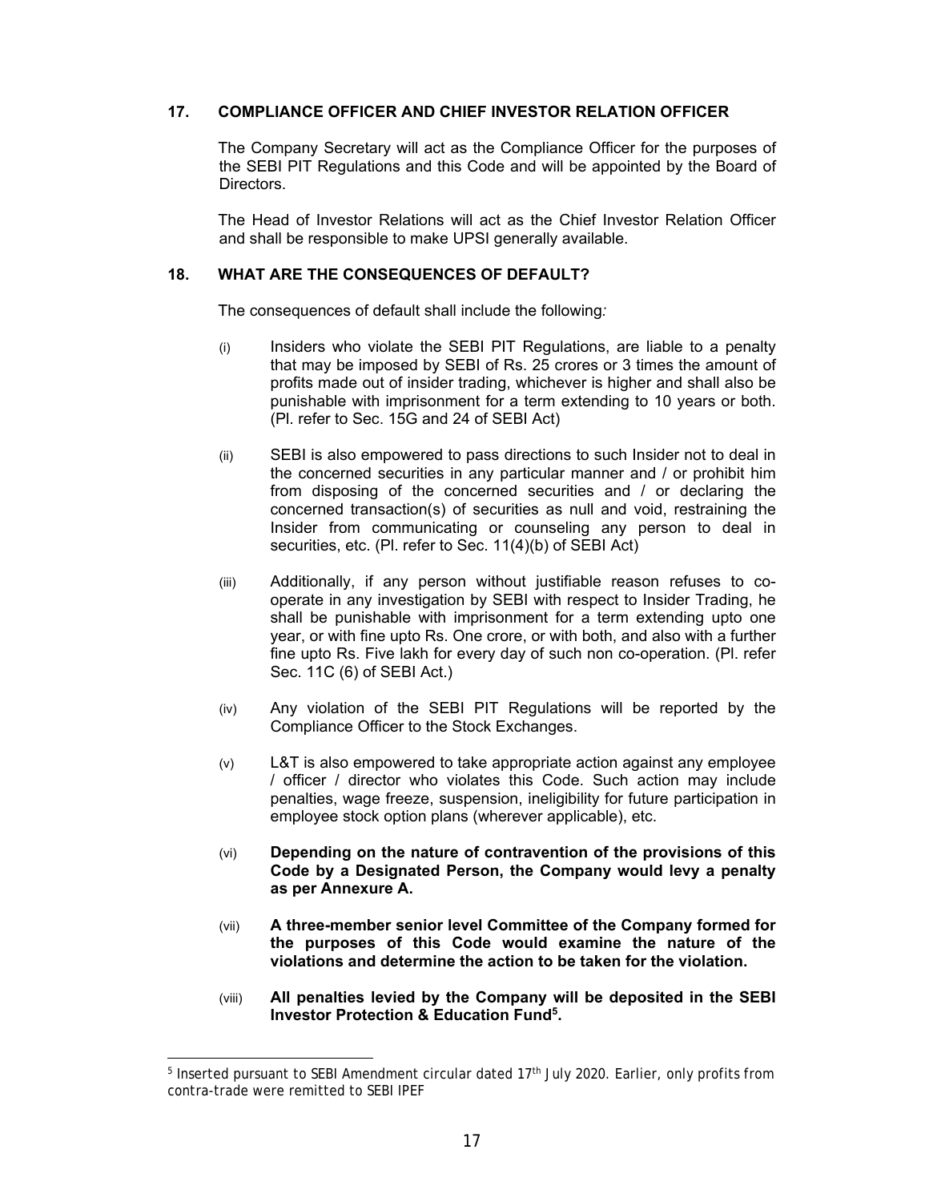## 17. COMPLIANCE OFFICER AND CHIEF INVESTOR RELATION OFFICER

The Company Secretary will act as the Compliance Officer for the purposes of the SEBI PIT Regulations and this Code and will be appointed by the Board of Directors.

The Head of Investor Relations will act as the Chief Investor Relation Officer and shall be responsible to make UPSI generally available.

## 18. WHAT ARE THE CONSEQUENCES OF DEFAULT?

The consequences of default shall include the following*:*

(i) Insiders who violate the SEBI PIT Regulations, are liable to a penalty that may be imposed by SEBI of Rs. 25 crores or 3 times the amount of profits made out of insider trading, whichever is higher and shall also be punishable with imprisonment for a term extending to 10 years or both. (Pl. refer to Sec. 15G and 24 of SEBI Act)

(ii) SEBI is also empowered to pass directions to such Insider not to deal in the concerned securities in any particular manner and / or prohibit him from disposing of the concerned securities and / or declaring the concerned transaction(s) of securities as null and void, restraining the Insider from communicating or counseling any person to deal in securities, etc. (Pl. refer to Sec. 11(4)(b) of SEBI Act)

(iii) Additionally, if any person without justifiable reason refuses to co-operate in any investigation by SEBI with respect to Insider Trading, he shall be punishable with imprisonment for a term extending upto one year, or with fine upto Rs. One crore, or with both, and also with a further fine upto Rs. Five lakh for every day of such non co-operation. (Pl. refer Sec. 11C (6) of SEBI Act.)

(iv) Any violation of the SEBI PIT Regulations will be reported by the Compliance Officer to the Stock Exchanges.

(v) L&T is also empowered to take appropriate action against any employee / officer / director who violates this Code. Such action may include penalties, wage freeze, suspension, ineligibility for future participation in employee stock option plans (wherever applicable), etc.

(vi) **Depending on the nature of contravention of the provisions of this Code by a Designated Person, the Company would levy a penalty as per Annexure A.**

(vii) **A three-member senior level Committee of the Company formed for the purposes of this Code would examine the nature of the violations and determine the action to be taken for the violation.**

(viii) **All penalties levied by the Company will be deposited in the SEBI Investor Protection & Education Fund[5].**

---

[5] Inserted pursuant to SEBI Amendment circular dated 17th July 2020. Earlier, only profits from contra-trade were remitted to SEBI IPEF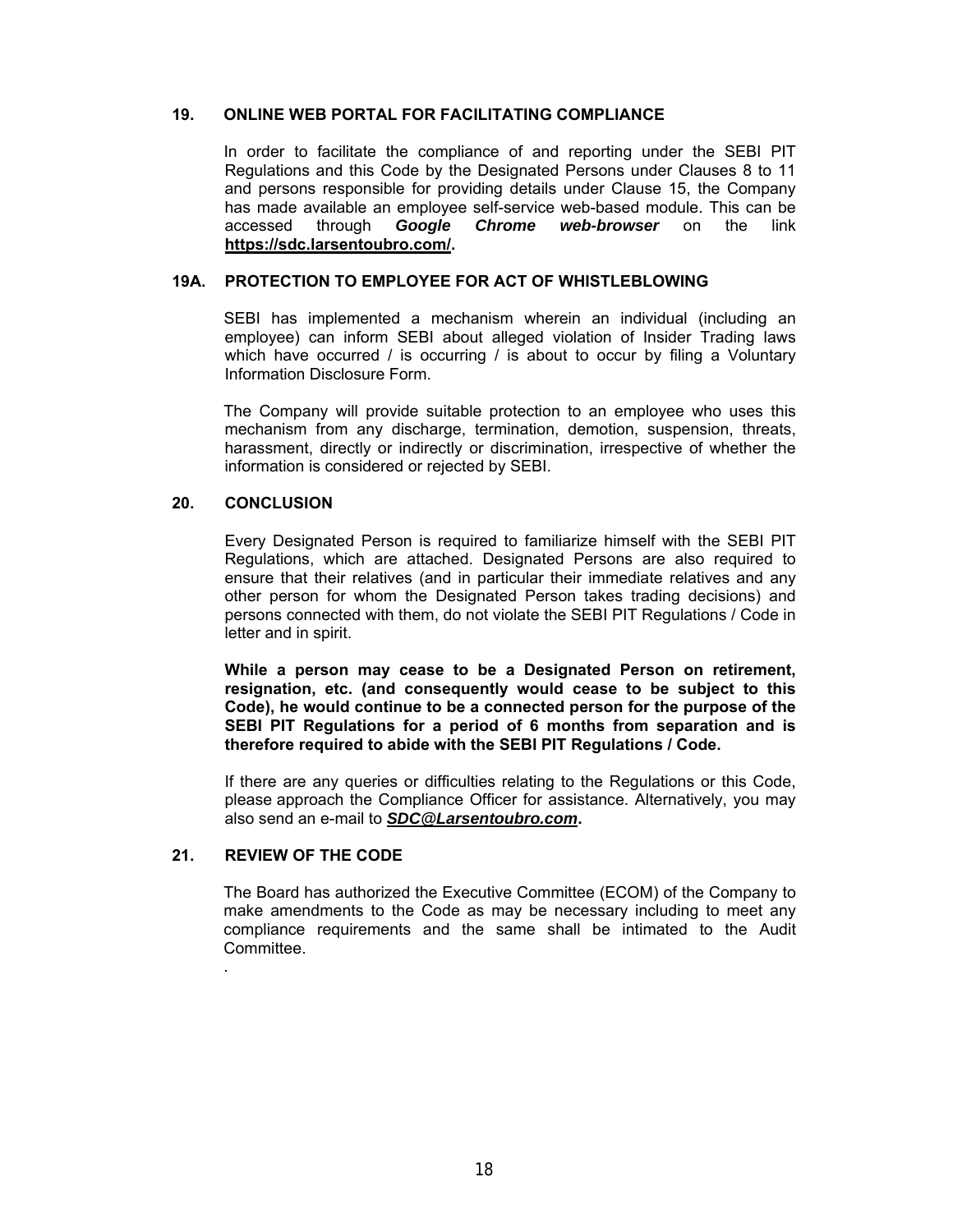## 19. ONLINE WEB PORTAL FOR FACILITATING COMPLIANCE

In order to facilitate the compliance of and reporting under the SEBI PIT Regulations and this Code by the Designated Persons under Clauses 8 to 11 and persons responsible for providing details under Clause 15, the Company has made available an employee self-service web-based module. This can be accessed through ***Google Chrome web-browser*** on the link **https://sdc.larsentoubro.com/.**

## 19A. PROTECTION TO EMPLOYEE FOR ACT OF WHISTLEBLOWING

SEBI has implemented a mechanism wherein an individual (including an employee) can inform SEBI about alleged violation of Insider Trading laws which have occurred / is occurring / is about to occur by filing a Voluntary Information Disclosure Form.

The Company will provide suitable protection to an employee who uses this mechanism from any discharge, termination, demotion, suspension, threats, harassment, directly or indirectly or discrimination, irrespective of whether the information is considered or rejected by SEBI.

## 20. CONCLUSION

Every Designated Person is required to familiarize himself with the SEBI PIT Regulations, which are attached. Designated Persons are also required to ensure that their relatives (and in particular their immediate relatives and any other person for whom the Designated Person takes trading decisions) and persons connected with them, do not violate the SEBI PIT Regulations / Code in letter and in spirit.

**While a person may cease to be a Designated Person on retirement, resignation, etc. (and consequently would cease to be subject to this Code), he would continue to be a connected person for the purpose of the SEBI PIT Regulations for a period of 6 months from separation and is therefore required to abide with the SEBI PIT Regulations / Code.**

If there are any queries or difficulties relating to the Regulations or this Code, please approach the Compliance Officer for assistance. Alternatively, you may also send an e-mail to ***SDC@Larsentoubro.com*.**

## 21. REVIEW OF THE CODE

The Board has authorized the Executive Committee (ECOM) of the Company to make amendments to the Code as may be necessary including to meet any compliance requirements and the same shall be intimated to the Audit Committee.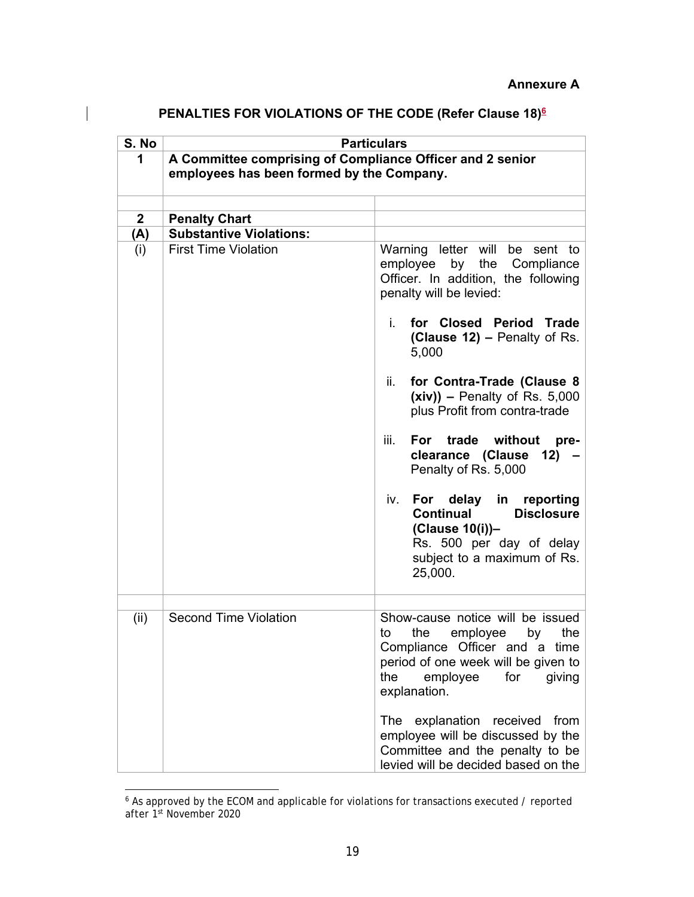**Annexure A**

## PENALTIES FOR VIOLATIONS OF THE CODE (Refer Clause 18)[6]

| S. No | Particulars | |
|---|---|---|
| **1** | **A Committee comprising of Compliance Officer and 2 senior employees has been formed by the Company.** | |
| | | |
| **2** | **Penalty Chart** | |
| **(A)** | **Substantive Violations:** | |
| (i) | First Time Violation | Warning letter will be sent to employee by the Compliance Officer. In addition, the following penalty will be levied:<br><br>i. **for Closed Period Trade (Clause 12) –** Penalty of Rs. 5,000<br><br>ii. **for Contra-Trade (Clause 8 (xiv)) –** Penalty of Rs. 5,000 plus Profit from contra-trade<br><br>iii. **For trade without pre-clearance (Clause 12) –** Penalty of Rs. 5,000<br><br>iv. **For delay in reporting Continual Disclosure (Clause 10(i))–** Rs. 500 per day of delay subject to a maximum of Rs. 25,000. |
| | | |
| (ii) | Second Time Violation | Show-cause notice will be issued to the employee by the Compliance Officer and a time period of one week will be given to the employee for giving explanation.<br><br>The explanation received from employee will be discussed by the Committee and the penalty to be levied will be decided based on the |

[6] As approved by the ECOM and applicable for violations for transactions executed / reported after 1st November 2020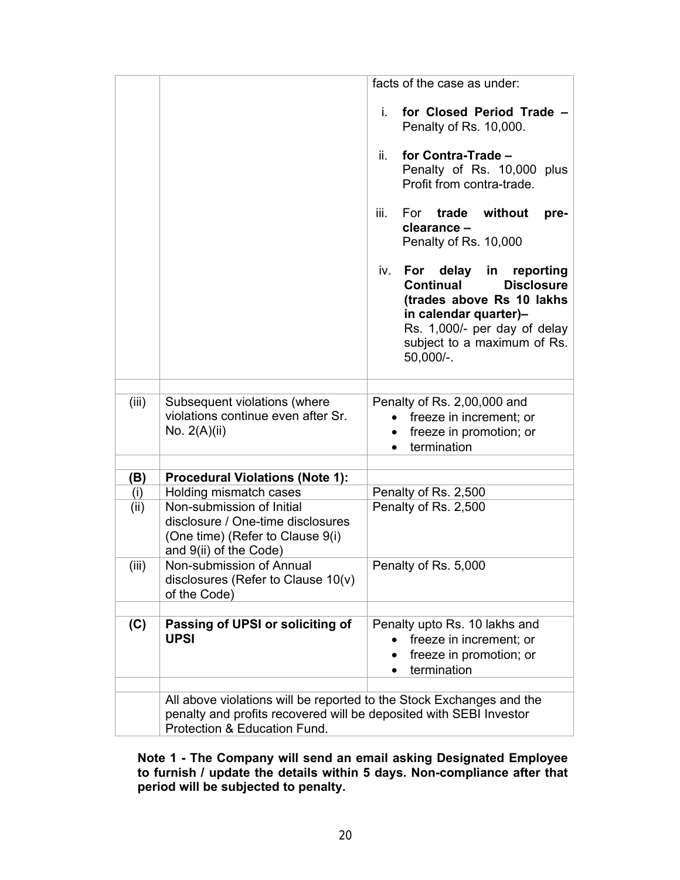| | | |
|---|---|---|
| | | facts of the case as under:<br><br>i. **for Closed Period Trade –** Penalty of Rs. 10,000.<br><br>ii. **for Contra-Trade –** Penalty of Rs. 10,000 plus Profit from contra-trade.<br><br>iii. For **trade without pre-clearance –** Penalty of Rs. 10,000<br><br>iv. **For delay in reporting Continual Disclosure (trades above Rs 10 lakhs in calendar quarter)–** Rs. 1,000/- per day of delay subject to a maximum of Rs. 50,000/-. |
| | | |
| (iii) | Subsequent violations (where violations continue even after Sr. No. 2(A)(ii) | Penalty of Rs. 2,00,000 and<br>• freeze in increment; or<br>• freeze in promotion; or<br>• termination |
| | | |
| **(B)** | **Procedural Violations (Note 1):** | |
| (i) | Holding mismatch cases | Penalty of Rs. 2,500 |
| (ii) | Non-submission of Initial disclosure / One-time disclosures (One time) (Refer to Clause 9(i) and 9(ii) of the Code) | Penalty of Rs. 2,500 |
| (iii) | Non-submission of Annual disclosures (Refer to Clause 10(v) of the Code) | Penalty of Rs. 5,000 |
| | | |
| **(C)** | **Passing of UPSI or soliciting of UPSI** | Penalty upto Rs. 10 lakhs and<br>• freeze in increment; or<br>• freeze in promotion; or<br>• termination |
| | | |
| | All above violations will be reported to the Stock Exchanges and the penalty and profits recovered will be deposited with SEBI Investor Protection & Education Fund. | |

**Note 1 - The Company will send an email asking Designated Employee to furnish / update the details within 5 days. Non-compliance after that period will be subjected to penalty.**